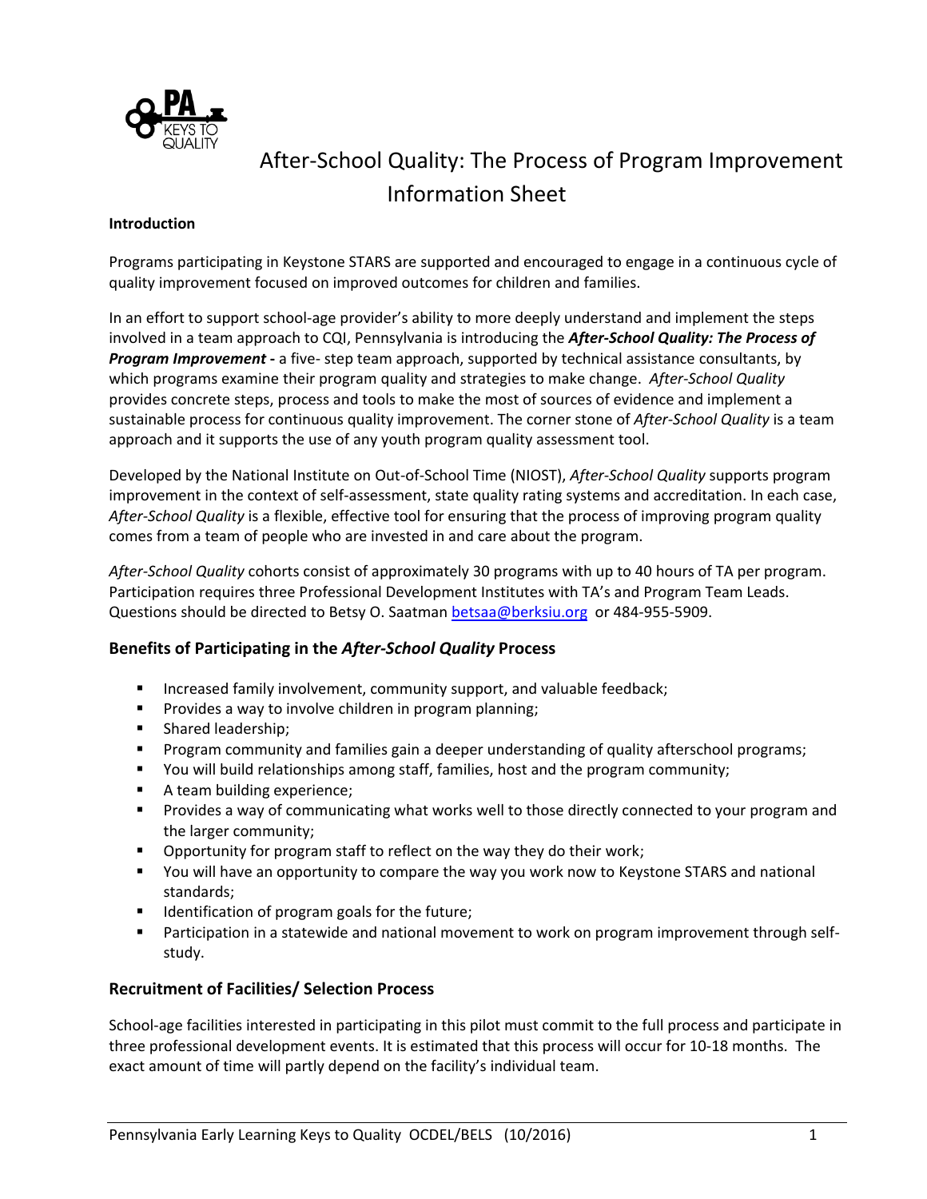# After-School Quality: The Process of Program Improvement Information Sheet

**Introduction**

Programs participating in Keystone STARS are supported and encouraged to engage in a continuous cycle of quality improvement focused on improved outcomes for children and families.

In an effort to support school-age provider's ability to more deeply understand and implement the steps involved in a team approach to CQI, Pennsylvania is introducing the ***After-School Quality: The Process of Program Improvement*** **-** a five- step team approach, supported by technical assistance consultants, by which programs examine their program quality and strategies to make change. *After-School Quality* provides concrete steps, process and tools to make the most of sources of evidence and implement a sustainable process for continuous quality improvement. The corner stone of *After-School Quality* is a team approach and it supports the use of any youth program quality assessment tool.

Developed by the National Institute on Out-of-School Time (NIOST), *After-School Quality* supports program improvement in the context of self-assessment, state quality rating systems and accreditation. In each case, *After-School Quality* is a flexible, effective tool for ensuring that the process of improving program quality comes from a team of people who are invested in and care about the program.

*After-School Quality* cohorts consist of approximately 30 programs with up to 40 hours of TA per program. Participation requires three Professional Development Institutes with TA's and Program Team Leads. Questions should be directed to Betsy O. Saatman betsaa@berksiu.org or 484-955-5909.

## Benefits of Participating in the *After-School Quality* Process

- Increased family involvement, community support, and valuable feedback;
- Provides a way to involve children in program planning;
- Shared leadership;
- Program community and families gain a deeper understanding of quality afterschool programs;
- You will build relationships among staff, families, host and the program community;
- A team building experience;
- Provides a way of communicating what works well to those directly connected to your program and the larger community;
- Opportunity for program staff to reflect on the way they do their work;
- You will have an opportunity to compare the way you work now to Keystone STARS and national standards;
- Identification of program goals for the future;
- Participation in a statewide and national movement to work on program improvement through self-study.

## Recruitment of Facilities/ Selection Process

School-age facilities interested in participating in this pilot must commit to the full process and participate in three professional development events. It is estimated that this process will occur for 10-18 months. The exact amount of time will partly depend on the facility's individual team.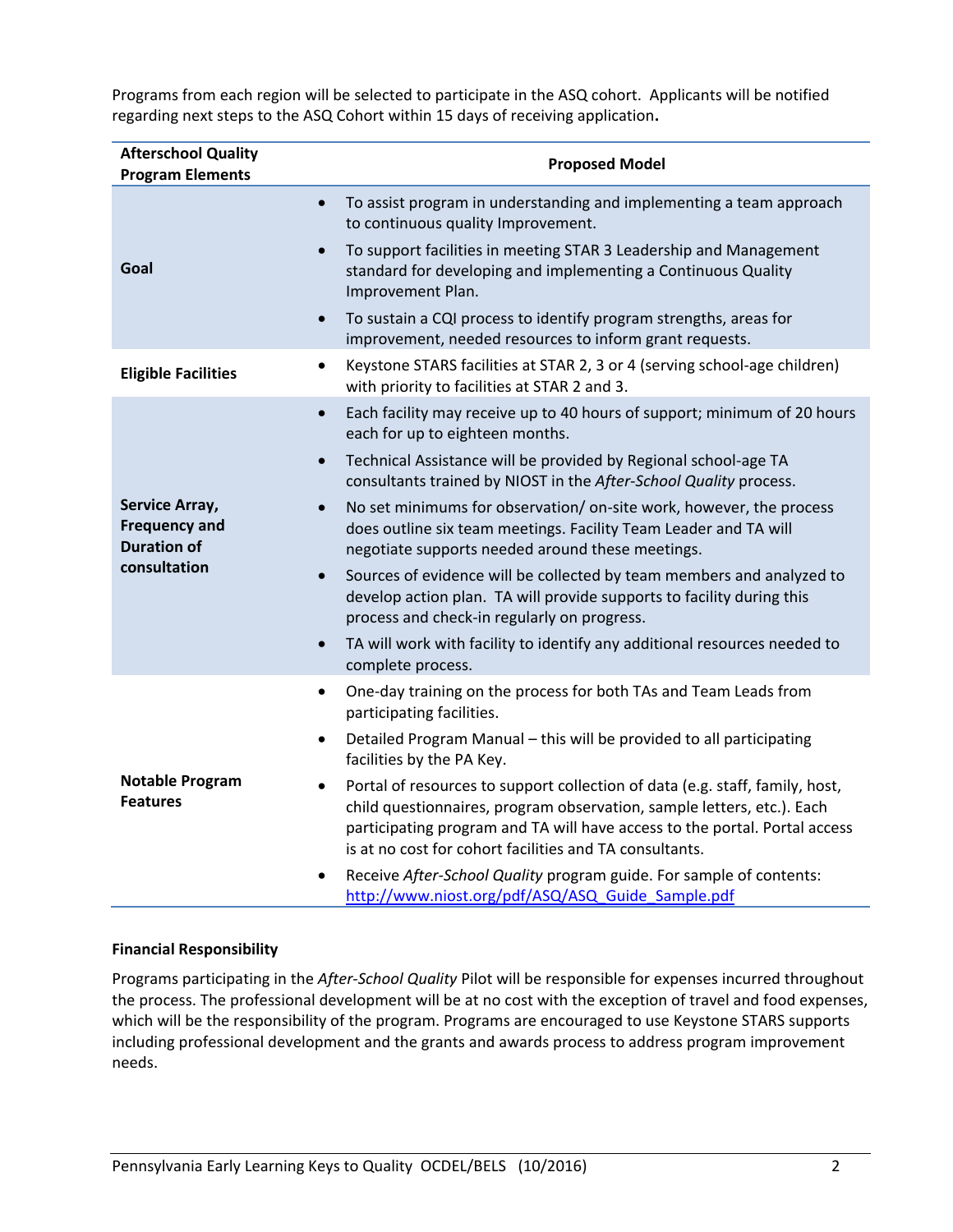Programs from each region will be selected to participate in the ASQ cohort. Applicants will be notified regarding next steps to the ASQ Cohort within 15 days of receiving application**.**

| Afterschool Quality Program Elements | Proposed Model |
|---|---|
| **Goal** | • To assist program in understanding and implementing a team approach to continuous quality Improvement.<br>• To support facilities in meeting STAR 3 Leadership and Management standard for developing and implementing a Continuous Quality Improvement Plan.<br>• To sustain a CQI process to identify program strengths, areas for improvement, needed resources to inform grant requests. |
| **Eligible Facilities** | • Keystone STARS facilities at STAR 2, 3 or 4 (serving school-age children) with priority to facilities at STAR 2 and 3. |
| **Service Array, Frequency and Duration of consultation** | • Each facility may receive up to 40 hours of support; minimum of 20 hours each for up to eighteen months.<br>• Technical Assistance will be provided by Regional school-age TA consultants trained by NIOST in the *After-School Quality* process.<br>• No set minimums for observation/ on-site work, however, the process does outline six team meetings. Facility Team Leader and TA will negotiate supports needed around these meetings.<br>• Sources of evidence will be collected by team members and analyzed to develop action plan. TA will provide supports to facility during this process and check-in regularly on progress.<br>• TA will work with facility to identify any additional resources needed to complete process. |
| **Notable Program Features** | • One-day training on the process for both TAs and Team Leads from participating facilities.<br>• Detailed Program Manual – this will be provided to all participating facilities by the PA Key.<br>• Portal of resources to support collection of data (e.g. staff, family, host, child questionnaires, program observation, sample letters, etc.). Each participating program and TA will have access to the portal. Portal access is at no cost for cohort facilities and TA consultants.<br>• Receive *After-School Quality* program guide. For sample of contents: http://www.niost.org/pdf/ASQ/ASQ_Guide_Sample.pdf |

**Financial Responsibility**

Programs participating in the *After-School Quality* Pilot will be responsible for expenses incurred throughout the process. The professional development will be at no cost with the exception of travel and food expenses, which will be the responsibility of the program. Programs are encouraged to use Keystone STARS supports including professional development and the grants and awards process to address program improvement needs.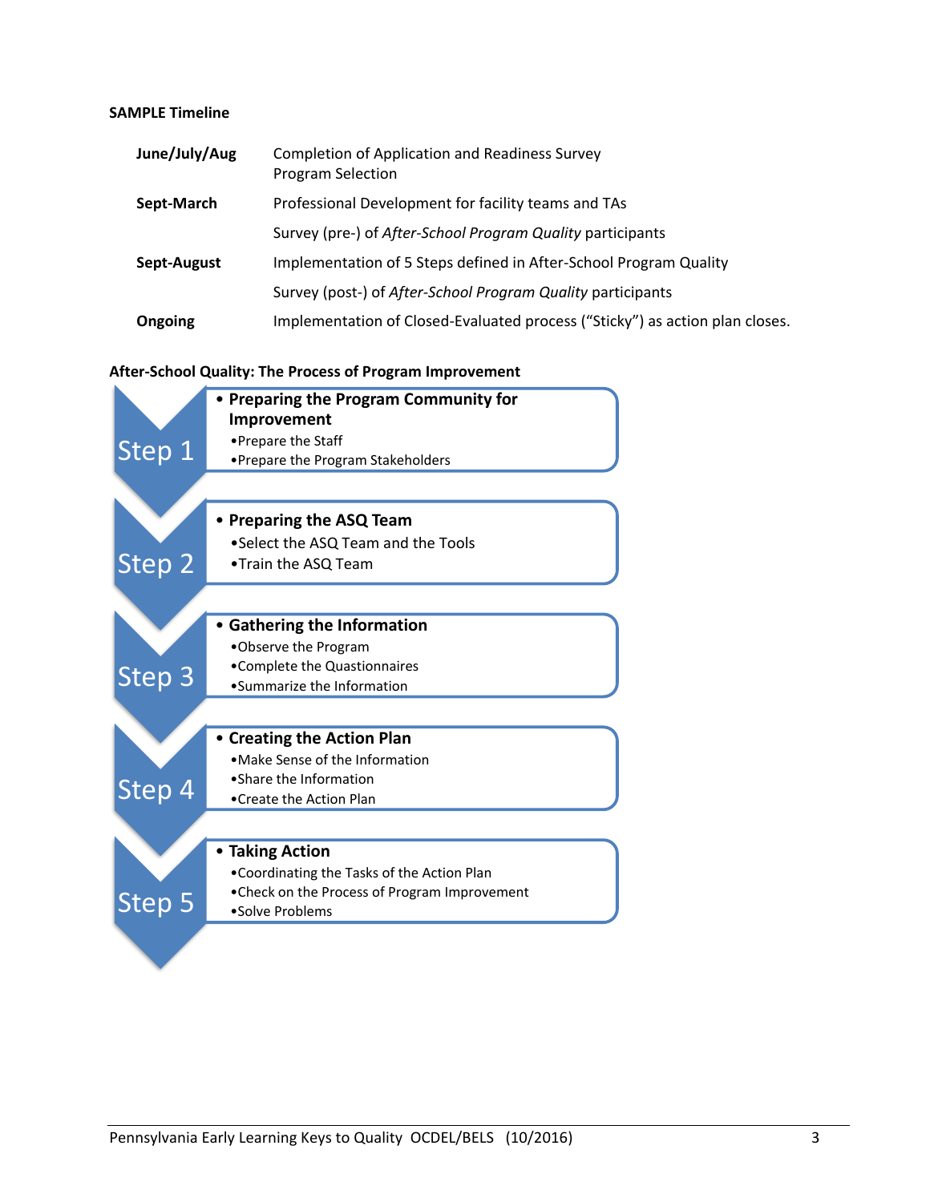**SAMPLE Timeline**

| | |
|---|---|
| **June/July/Aug** | Completion of Application and Readiness Survey<br>Program Selection |
| **Sept-March** | Professional Development for facility teams and TAs |
| | Survey (pre-) of *After-School Program Quality* participants |
| **Sept-August** | Implementation of 5 Steps defined in After-School Program Quality |
| | Survey (post-) of *After-School Program Quality* participants |
| **Ongoing** | Implementation of Closed-Evaluated process ("Sticky") as action plan closes. |

**After-School Quality: The Process of Program Improvement**

Step 1
- **Preparing the Program Community for Improvement**
  - Prepare the Staff
  - Prepare the Program Stakeholders

Step 2
- **Preparing the ASQ Team**
  - Select the ASQ Team and the Tools
  - Train the ASQ Team

Step 3
- **Gathering the Information**
  - Observe the Program
  - Complete the Quastionnaires
  - Summarize the Information

Step 4
- **Creating the Action Plan**
  - Make Sense of the Information
  - Share the Information
  - Create the Action Plan

Step 5
- **Taking Action**
  - Coordinating the Tasks of the Action Plan
  - Check on the Process of Program Improvement
  - Solve Problems